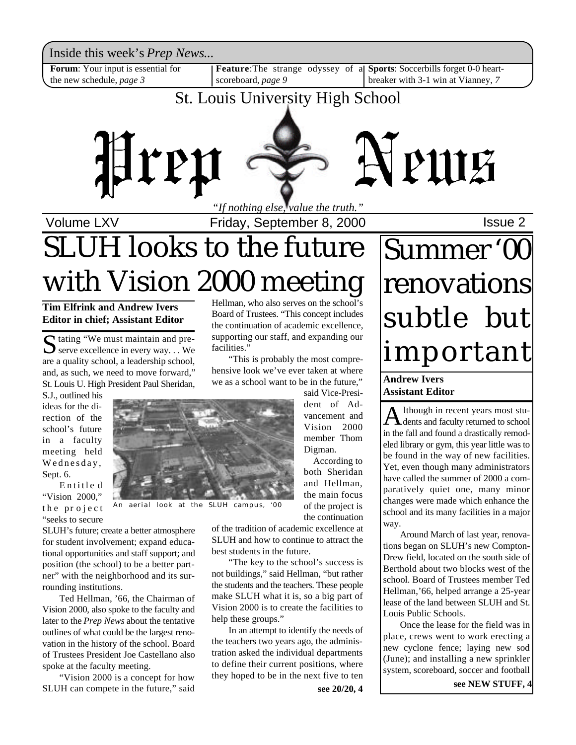Inside this week's *Prep News...*

**Forum**: Your input is essential for the new schedule, *page 3*

**Feature**: The strange odyssey of a scoreboard, *page 9*

**Sports**: Soccerbills forget 0-0 heartbreaker with 3-1 win at Vianney, *7*

St. Louis University High School

# Prep News

*"If nothing else, value the truth."*

Volume LXV — Friday, September 8, 2000 — Issue 2

# SLUH looks to the future with Vision 2000 meeting

**Tim Elfrink and Andrew Ivers**
**Editor in chief; Assistant Editor**

Stating "We must maintain and preserve excellence in every way. . . We are a quality school, a leadership school, and, as such, we need to move forward," St. Louis U. High President Paul Sheridan, S.J., outlined his ideas for the direction of the school's future in a faculty meeting held Wednesday, Sept. 6.

Entitled "Vision 2000," the project "seeks to secure SLUH's future; create a better atmosphere for student involvement; expand educational opportunities and staff support; and position (the school) to be a better partner" with the neighborhood and its surrounding institutions.

Ted Hellman, '66, the Chairman of Vision 2000, also spoke to the faculty and later to the *Prep News* about the tentative outlines of what could be the largest renovation in the history of the school. Board of Trustees President Joe Castellano also spoke at the faculty meeting.

"Vision 2000 is a concept for how SLUH can compete in the future," said Hellman, who also serves on the school's Board of Trustees. "This concept includes the continuation of academic excellence, supporting our staff, and expanding our facilities."

"This is probably the most comprehensive look we've ever taken at where we as a school want to be in the future," said Vice-President of Advancement and Vision 2000 member Thom Digman.

An aerial look at the SLUH campus, '00

According to both Sheridan and Hellman, the main focus of the project is the continuation of the tradition of academic excellence at SLUH and how to continue to attract the best students in the future.

"The key to the school's success is not buildings," said Hellman, "but rather the students and the teachers. These people make SLUH what it is, so a big part of Vision 2000 is to create the facilities to help these groups."

In an attempt to identify the needs of the teachers two years ago, the administration asked the individual departments to define their current positions, where they hoped to be in the next five to ten

**see 20/20, 4**

# Summer '00 renovations subtle but important

**Andrew Ivers**
**Assistant Editor**

Although in recent years most students and faculty returned to school in the fall and found a drastically remodeled library or gym, this year little was to be found in the way of new facilities. Yet, even though many administrators have called the summer of 2000 a comparatively quiet one, many minor changes were made which enhance the school and its many facilities in a major way.

Around March of last year, renovations began on SLUH's new Compton-Drew field, located on the south side of Berthold about two blocks west of the school. Board of Trustees member Ted Hellman,'66, helped arrange a 25-year lease of the land between SLUH and St. Louis Public Schools.

Once the lease for the field was in place, crews went to work erecting a new cyclone fence; laying new sod (June); and installing a new sprinkler system, scoreboard, soccer and football

**see NEW STUFF, 4**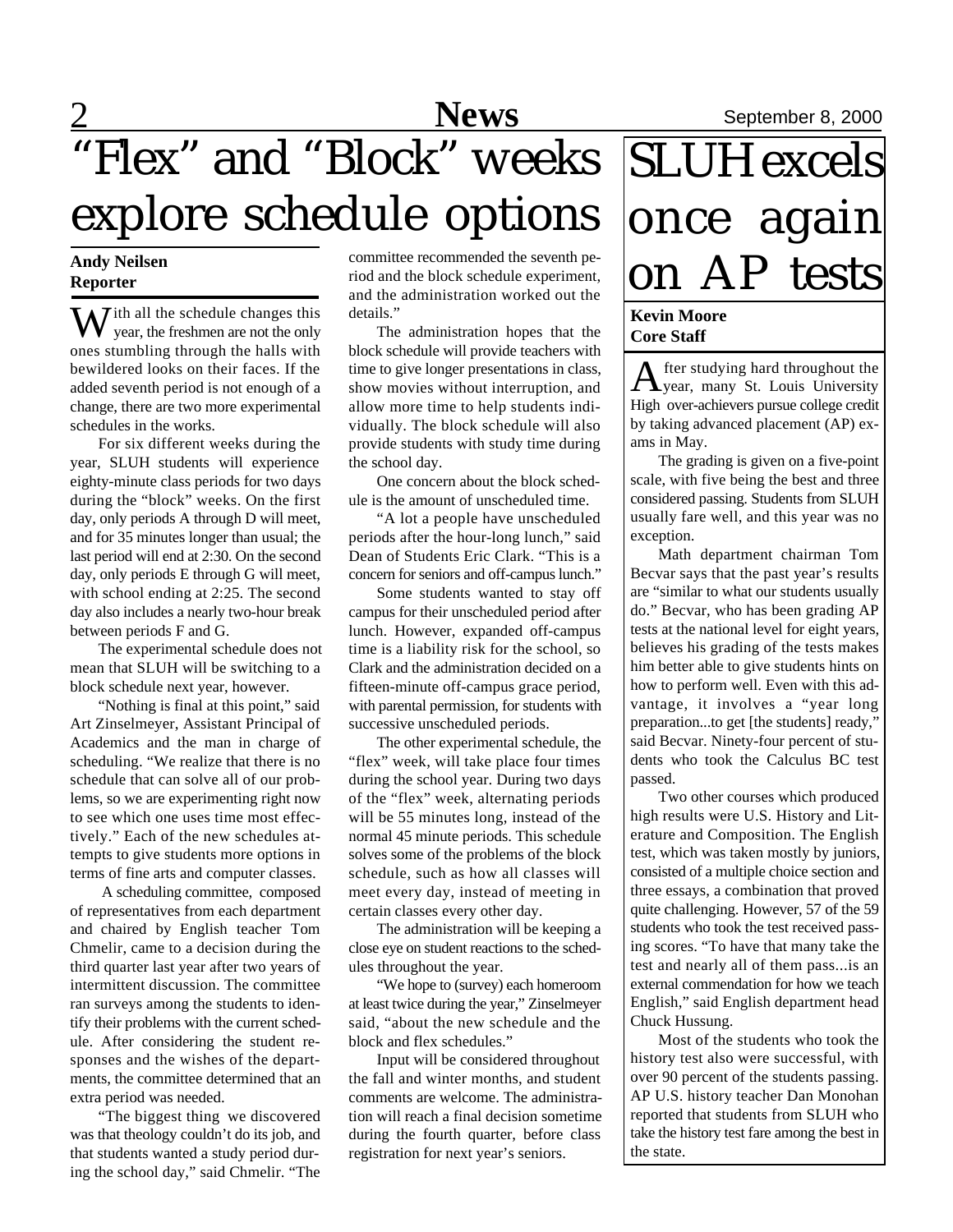# "Flex" and "Block" weeks explore schedule options

**Andy Neilsen**
**Reporter**

With all the schedule changes this year, the freshmen are not the only ones stumbling through the halls with bewildered looks on their faces. If the added seventh period is not enough of a change, there are two more experimental schedules in the works.

For six different weeks during the year, SLUH students will experience eighty-minute class periods for two days during the "block" weeks. On the first day, only periods A through D will meet, and for 35 minutes longer than usual; the last period will end at 2:30. On the second day, only periods E through G will meet, with school ending at 2:25. The second day also includes a nearly two-hour break between periods F and G.

The experimental schedule does not mean that SLUH will be switching to a block schedule next year, however.

"Nothing is final at this point," said Art Zinselmeyer, Assistant Principal of Academics and the man in charge of scheduling. "We realize that there is no schedule that can solve all of our problems, so we are experimenting right now to see which one uses time most effectively." Each of the new schedules attempts to give students more options in terms of fine arts and computer classes.

A scheduling committee, composed of representatives from each department and chaired by English teacher Tom Chmelir, came to a decision during the third quarter last year after two years of intermittent discussion. The committee ran surveys among the students to identify their problems with the current schedule. After considering the student responses and the wishes of the departments, the committee determined that an extra period was needed.

"The biggest thing we discovered was that theology couldn't do its job, and that students wanted a study period during the school day," said Chmelir. "The committee recommended the seventh period and the block schedule experiment, and the administration worked out the details."

The administration hopes that the block schedule will provide teachers with time to give longer presentations in class, show movies without interruption, and allow more time to help students individually. The block schedule will also provide students with study time during the school day.

One concern about the block schedule is the amount of unscheduled time.

"A lot a people have unscheduled periods after the hour-long lunch," said Dean of Students Eric Clark. "This is a concern for seniors and off-campus lunch."

Some students wanted to stay off campus for their unscheduled period after lunch. However, expanded off-campus time is a liability risk for the school, so Clark and the administration decided on a fifteen-minute off-campus grace period, with parental permission, for students with successive unscheduled periods.

The other experimental schedule, the "flex" week, will take place four times during the school year. During two days of the "flex" week, alternating periods will be 55 minutes long, instead of the normal 45 minute periods. This schedule solves some of the problems of the block schedule, such as how all classes will meet every day, instead of meeting in certain classes every other day.

The administration will be keeping a close eye on student reactions to the schedules throughout the year.

"We hope to (survey) each homeroom at least twice during the year," Zinselmeyer said, "about the new schedule and the block and flex schedules."

Input will be considered throughout the fall and winter months, and student comments are welcome. The administration will reach a final decision sometime during the fourth quarter, before class registration for next year's seniors.

# SLUH excels once again on AP tests

**Kevin Moore**
**Core Staff**

After studying hard throughout the year, many St. Louis University High over-achievers pursue college credit by taking advanced placement (AP) exams in May.

The grading is given on a five-point scale, with five being the best and three considered passing. Students from SLUH usually fare well, and this year was no exception.

Math department chairman Tom Becvar says that the past year's results are "similar to what our students usually do." Becvar, who has been grading AP tests at the national level for eight years, believes his grading of the tests makes him better able to give students hints on how to perform well. Even with this advantage, it involves a "year long preparation...to get [the students] ready," said Becvar. Ninety-four percent of students who took the Calculus BC test passed.

Two other courses which produced high results were U.S. History and Literature and Composition. The English test, which was taken mostly by juniors, consisted of a multiple choice section and three essays, a combination that proved quite challenging. However, 57 of the 59 students who took the test received passing scores. "To have that many take the test and nearly all of them pass...is an external commendation for how we teach English," said English department head Chuck Hussung.

Most of the students who took the history test also were successful, with over 90 percent of the students passing. AP U.S. history teacher Dan Monohan reported that students from SLUH who take the history test fare among the best in the state.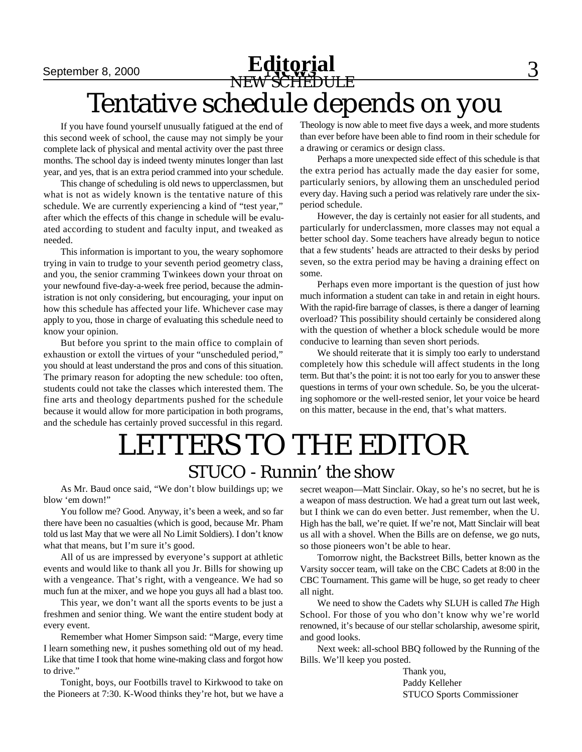# Editorial

## NEW SCHEDULE

# Tentative schedule depends on you

If you have found yourself unusually fatigued at the end of this second week of school, the cause may not simply be your complete lack of physical and mental activity over the past three months. The school day is indeed twenty minutes longer than last year, and yes, that is an extra period crammed into your schedule.

This change of scheduling is old news to upperclassmen, but what is not as widely known is the tentative nature of this schedule. We are currently experiencing a kind of "test year," after which the effects of this change in schedule will be evaluated according to student and faculty input, and tweaked as needed.

This information is important to you, the weary sophomore trying in vain to trudge to your seventh period geometry class, and you, the senior cramming Twinkees down your throat on your newfound five-day-a-week free period, because the administration is not only considering, but encouraging, your input on how this schedule has affected your life. Whichever case may apply to you, those in charge of evaluating this schedule need to know your opinion.

But before you sprint to the main office to complain of exhaustion or extoll the virtues of your "unscheduled period," you should at least understand the pros and cons of this situation. The primary reason for adopting the new schedule: too often, students could not take the classes which interested them. The fine arts and theology departments pushed for the schedule because it would allow for more participation in both programs, and the schedule has certainly proved successful in this regard. Theology is now able to meet five days a week, and more students than ever before have been able to find room in their schedule for a drawing or ceramics or design class.

Perhaps a more unexpected side effect of this schedule is that the extra period has actually made the day easier for some, particularly seniors, by allowing them an unscheduled period every day. Having such a period was relatively rare under the six-period schedule.

However, the day is certainly not easier for all students, and particularly for underclassmen, more classes may not equal a better school day. Some teachers have already begun to notice that a few students' heads are attracted to their desks by period seven, so the extra period may be having a draining effect on some.

Perhaps even more important is the question of just how much information a student can take in and retain in eight hours. With the rapid-fire barrage of classes, is there a danger of learning overload? This possibility should certainly be considered along with the question of whether a block schedule would be more conducive to learning than seven short periods.

We should reiterate that it is simply too early to understand completely how this schedule will affect students in the long term. But that's the point: it is not too early for you to answer these questions in terms of your own schedule. So, be you the ulcerating sophomore or the well-rested senior, let your voice be heard on this matter, because in the end, that's what matters.

# LETTERS TO THE EDITOR

## STUCO - Runnin' the show

As Mr. Baud once said, "We don't blow buildings up; we blow 'em down!"

You follow me? Good. Anyway, it's been a week, and so far there have been no casualties (which is good, because Mr. Pham told us last May that we were all No Limit Soldiers). I don't know what that means, but I'm sure it's good.

All of us are impressed by everyone's support at athletic events and would like to thank all you Jr. Bills for showing up with a vengeance. That's right, with a vengeance. We had so much fun at the mixer, and we hope you guys all had a blast too.

This year, we don't want all the sports events to be just a freshmen and senior thing. We want the entire student body at every event.

Remember what Homer Simpson said: "Marge, every time I learn something new, it pushes something old out of my head. Like that time I took that home wine-making class and forgot how to drive."

Tonight, boys, our Footbills travel to Kirkwood to take on the Pioneers at 7:30. K-Wood thinks they're hot, but we have a secret weapon—Matt Sinclair. Okay, so he's no secret, but he is a weapon of mass destruction. We had a great turn out last week, but I think we can do even better. Just remember, when the U. High has the ball, we're quiet. If we're not, Matt Sinclair will beat us all with a shovel. When the Bills are on defense, we go nuts, so those pioneers won't be able to hear.

Tomorrow night, the Backstreet Bills, better known as the Varsity soccer team, will take on the CBC Cadets at 8:00 in the CBC Tournament. This game will be huge, so get ready to cheer all night.

We need to show the Cadets why SLUH is called *The* High School. For those of you who don't know why we're world renowned, it's because of our stellar scholarship, awesome spirit, and good looks.

Next week: all-school BBQ followed by the Running of the Bills. We'll keep you posted.

Thank you,
Paddy Kelleher
STUCO Sports Commissioner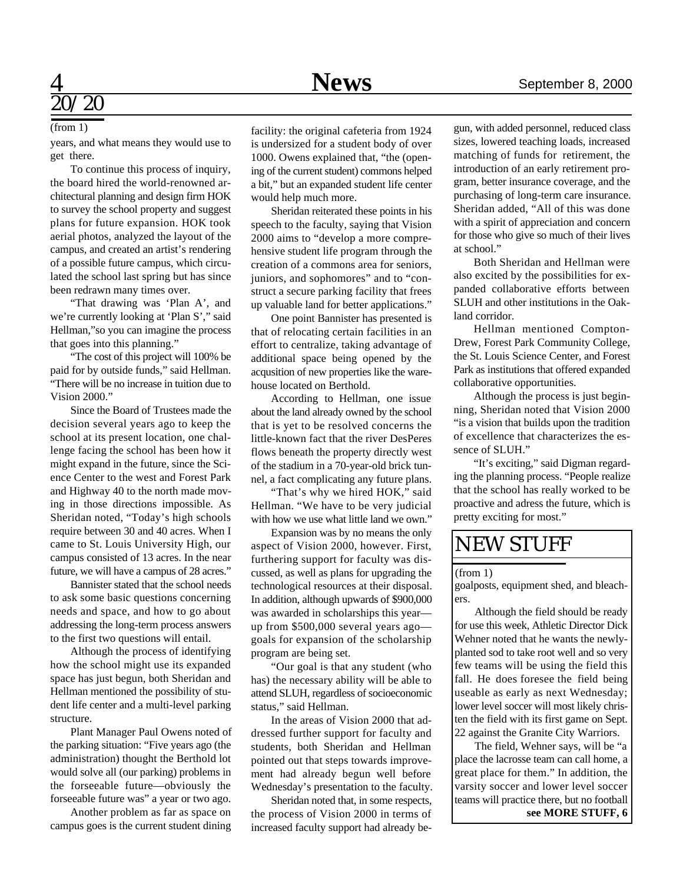## 20/20

(from 1)

years, and what means they would use to get there.

To continue this process of inquiry, the board hired the world-renowned architectural planning and design firm HOK to survey the school property and suggest plans for future expansion. HOK took aerial photos, analyzed the layout of the campus, and created an artist's rendering of a possible future campus, which circulated the school last spring but has since been redrawn many times over.

"That drawing was 'Plan A', and we're currently looking at 'Plan S'," said Hellman,"so you can imagine the process that goes into this planning."

"The cost of this project will 100% be paid for by outside funds," said Hellman. "There will be no increase in tuition due to Vision 2000."

Since the Board of Trustees made the decision several years ago to keep the school at its present location, one challenge facing the school has been how it might expand in the future, since the Science Center to the west and Forest Park and Highway 40 to the north made moving in those directions impossible. As Sheridan noted, "Today's high schools require between 30 and 40 acres. When I came to St. Louis University High, our campus consisted of 13 acres. In the near future, we will have a campus of 28 acres."

Bannister stated that the school needs to ask some basic questions concerning needs and space, and how to go about addressing the long-term process answers to the first two questions will entail.

Although the process of identifying how the school might use its expanded space has just begun, both Sheridan and Hellman mentioned the possibility of student life center and a multi-level parking structure.

Plant Manager Paul Owens noted of the parking situation: "Five years ago (the administration) thought the Berthold lot would solve all (our parking) problems in the forseeable future—obviously the forseeable future was" a year or two ago.

Another problem as far as space on campus goes is the current student dining facility: the original cafeteria from 1924 is undersized for a student body of over 1000. Owens explained that, "the (opening of the current student) commons helped a bit," but an expanded student life center would help much more.

Sheridan reiterated these points in his speech to the faculty, saying that Vision 2000 aims to "develop a more comprehensive student life program through the creation of a commons area for seniors, juniors, and sophomores" and to "construct a secure parking facility that frees up valuable land for better applications."

One point Bannister has presented is that of relocating certain facilities in an effort to centralize, taking advantage of additional space being opened by the acqusition of new properties like the warehouse located on Berthold.

According to Hellman, one issue about the land already owned by the school that is yet to be resolved concerns the little-known fact that the river DesPeres flows beneath the property directly west of the stadium in a 70-year-old brick tunnel, a fact complicating any future plans.

"That's why we hired HOK," said Hellman. "We have to be very judicial with how we use what little land we own."

Expansion was by no means the only aspect of Vision 2000, however. First, furthering support for faculty was discussed, as well as plans for upgrading the technological resources at their disposal. In addition, although upwards of $900,000 was awarded in scholarships this year—up from $500,000 several years ago—goals for expansion of the scholarship program are being set.

"Our goal is that any student (who has) the necessary ability will be able to attend SLUH, regardless of socioeconomic status," said Hellman.

In the areas of Vision 2000 that addressed further support for faculty and students, both Sheridan and Hellman pointed out that steps towards improvement had already begun well before Wednesday's presentation to the faculty.

Sheridan noted that, in some respects, the process of Vision 2000 in terms of increased faculty support had already begun, with added personnel, reduced class sizes, lowered teaching loads, increased matching of funds for retirement, the introduction of an early retirement program, better insurance coverage, and the purchasing of long-term care insurance. Sheridan added, "All of this was done with a spirit of appreciation and concern for those who give so much of their lives at school."

Both Sheridan and Hellman were also excited by the possibilities for expanded collaborative efforts between SLUH and other institutions in the Oakland corridor.

Hellman mentioned Compton-Drew, Forest Park Community College, the St. Louis Science Center, and Forest Park as institutions that offered expanded collaborative opportunities.

Although the process is just beginning, Sheridan noted that Vision 2000 "is a vision that builds upon the tradition of excellence that characterizes the essence of SLUH."

"It's exciting," said Digman regarding the planning process. "People realize that the school has really worked to be proactive and adress the future, which is pretty exciting for most."

## NEW STUFF

(from 1)

goalposts, equipment shed, and bleachers.

Although the field should be ready for use this week, Athletic Director Dick Wehner noted that he wants the newly-planted sod to take root well and so very few teams will be using the field this fall. He does foresee the field being useable as early as next Wednesday; lower level soccer will most likely christen the field with its first game on Sept. 22 against the Granite City Warriors.

The field, Wehner says, will be "a place the lacrosse team can call home, a great place for them." In addition, the varsity soccer and lower level soccer teams will practice there, but no football

**see MORE STUFF, 6**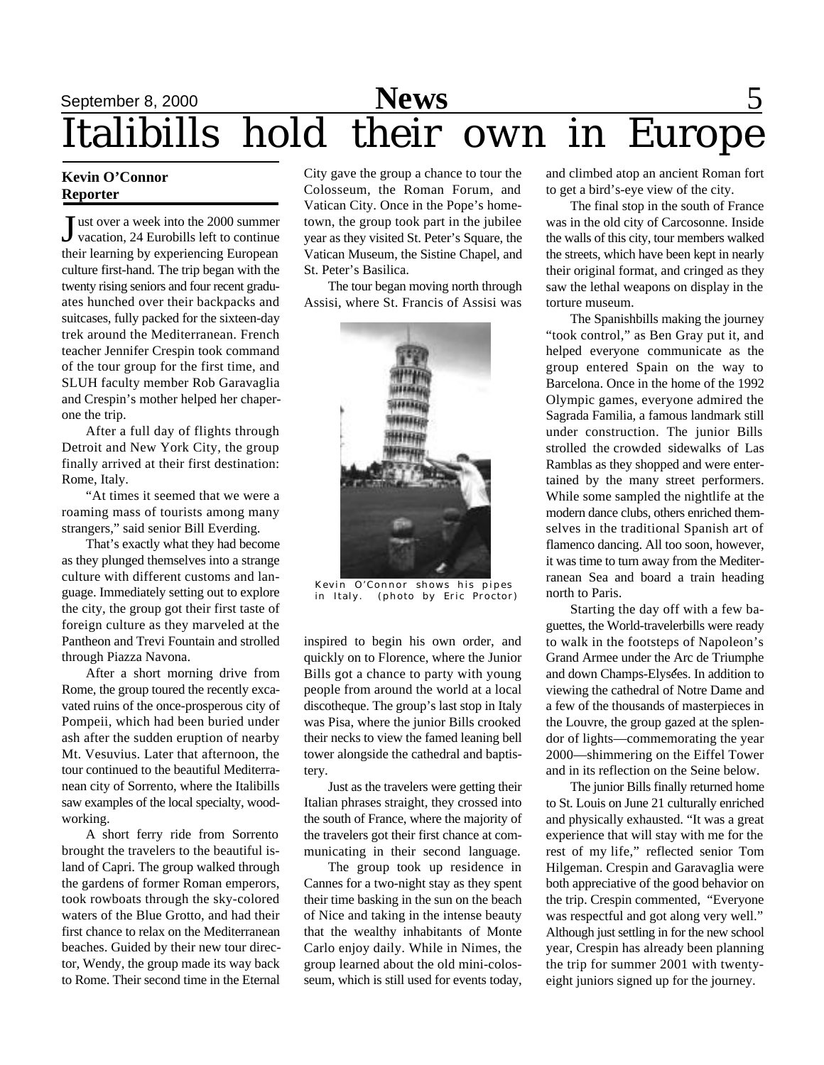# Italibills hold their own in Europe

**Kevin O'Connor**
**Reporter**

Just over a week into the 2000 summer vacation, 24 Eurobills left to continue their learning by experiencing European culture first-hand. The trip began with the twenty rising seniors and four recent graduates hunched over their backpacks and suitcases, fully packed for the sixteen-day trek around the Mediterranean. French teacher Jennifer Crespin took command of the tour group for the first time, and SLUH faculty member Rob Garavaglia and Crespin's mother helped her chaperone the trip.

After a full day of flights through Detroit and New York City, the group finally arrived at their first destination: Rome, Italy.

"At times it seemed that we were a roaming mass of tourists among many strangers," said senior Bill Everding.

That's exactly what they had become as they plunged themselves into a strange culture with different customs and language. Immediately setting out to explore the city, the group got their first taste of foreign culture as they marveled at the Pantheon and Trevi Fountain and strolled through Piazza Navona.

After a short morning drive from Rome, the group toured the recently excavated ruins of the once-prosperous city of Pompeii, which had been buried under ash after the sudden eruption of nearby Mt. Vesuvius. Later that afternoon, the tour continued to the beautiful Mediterranean city of Sorrento, where the Italibills saw examples of the local specialty, woodworking.

A short ferry ride from Sorrento brought the travelers to the beautiful island of Capri. The group walked through the gardens of former Roman emperors, took rowboats through the sky-colored waters of the Blue Grotto, and had their first chance to relax on the Mediterranean beaches. Guided by their new tour director, Wendy, the group made its way back to Rome. Their second time in the Eternal City gave the group a chance to tour the Colosseum, the Roman Forum, and Vatican City. Once in the Pope's hometown, the group took part in the jubilee year as they visited St. Peter's Square, the Vatican Museum, the Sistine Chapel, and St. Peter's Basilica.

The tour began moving north through Assisi, where St. Francis of Assisi was inspired to begin his own order, and quickly on to Florence, where the Junior Bills got a chance to party with young people from around the world at a local discotheque. The group's last stop in Italy was Pisa, where the junior Bills crooked their necks to view the famed leaning bell tower alongside the cathedral and baptistery.

Kevin O'Connor shows his pipes in Italy. (photo by Eric Proctor)

Just as the travelers were getting their Italian phrases straight, they crossed into the south of France, where the majority of the travelers got their first chance at communicating in their second language.

The group took up residence in Cannes for a two-night stay as they spent their time basking in the sun on the beach of Nice and taking in the intense beauty that the wealthy inhabitants of Monte Carlo enjoy daily. While in Nimes, the group learned about the old mini-colosseum, which is still used for events today, and climbed atop an ancient Roman fort to get a bird's-eye view of the city.

The final stop in the south of France was in the old city of Carcosonne. Inside the walls of this city, tour members walked the streets, which have been kept in nearly their original format, and cringed as they saw the lethal weapons on display in the torture museum.

The Spanishbills making the journey "took control," as Ben Gray put it, and helped everyone communicate as the group entered Spain on the way to Barcelona. Once in the home of the 1992 Olympic games, everyone admired the Sagrada Familia, a famous landmark still under construction. The junior Bills strolled the crowded sidewalks of Las Ramblas as they shopped and were entertained by the many street performers. While some sampled the nightlife at the modern dance clubs, others enriched themselves in the traditional Spanish art of flamenco dancing. All too soon, however, it was time to turn away from the Mediterranean Sea and board a train heading north to Paris.

Starting the day off with a few baguettes, the World-travelerbills were ready to walk in the footsteps of Napoleon's Grand Armee under the Arc de Triumphe and down Champs-Elysées. In addition to viewing the cathedral of Notre Dame and a few of the thousands of masterpieces in the Louvre, the group gazed at the splendor of lights—commemorating the year 2000—shimmering on the Eiffel Tower and in its reflection on the Seine below.

The junior Bills finally returned home to St. Louis on June 21 culturally enriched and physically exhausted. "It was a great experience that will stay with me for the rest of my life," reflected senior Tom Hilgeman. Crespin and Garavaglia were both appreciative of the good behavior on the trip. Crespin commented, "Everyone was respectful and got along very well." Although just settling in for the new school year, Crespin has already been planning the trip for summer 2001 with twenty-eight juniors signed up for the journey.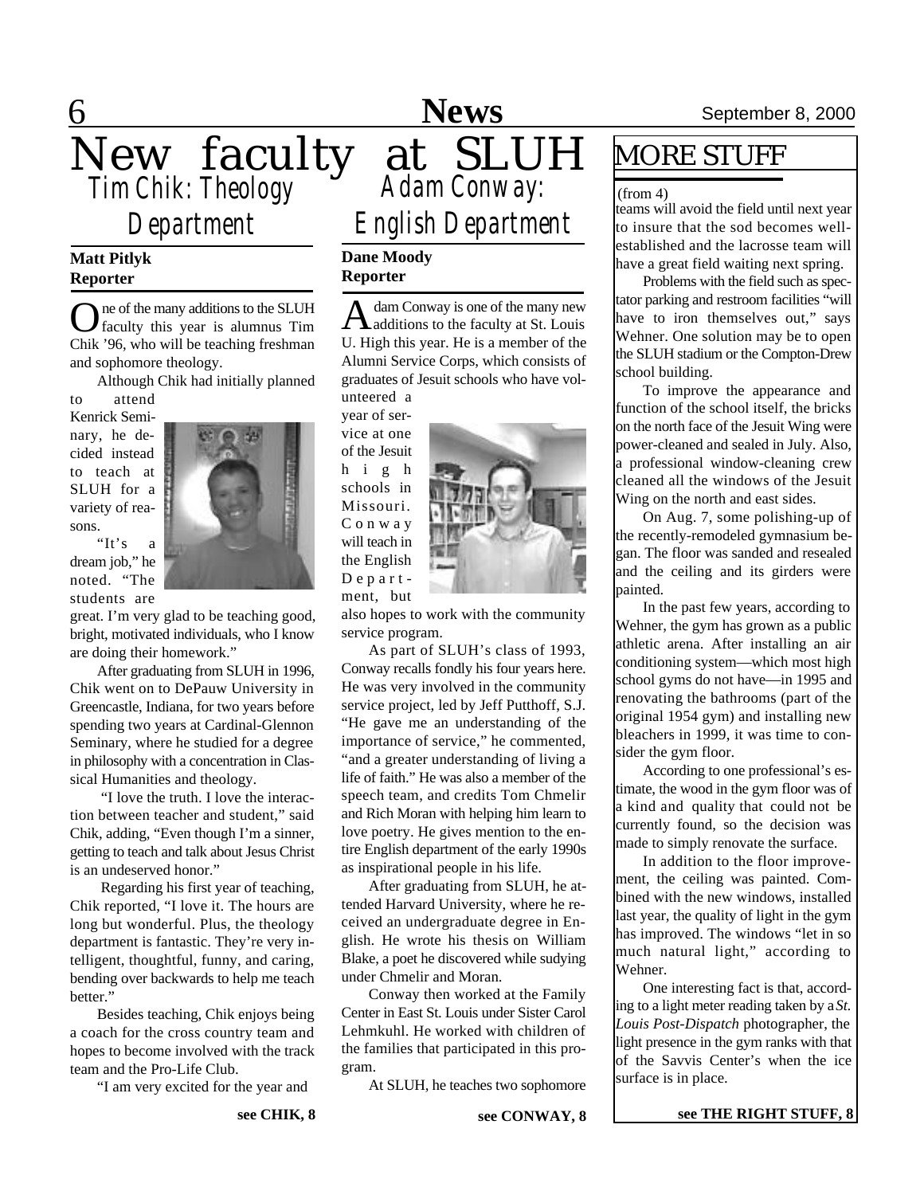# New faculty at SLUH

## Tim Chik: Theology Department

**Matt Pitlyk**
**Reporter**

One of the many additions to the SLUH faculty this year is alumnus Tim Chik '96, who will be teaching freshman and sophomore theology.

Although Chik had initially planned to attend Kenrick Seminary, he decided instead to teach at SLUH for a variety of reasons.

"It's a dream job," he noted. "The students are great. I'm very glad to be teaching good, bright, motivated individuals, who I know are doing their homework."

After graduating from SLUH in 1996, Chik went on to DePauw University in Greencastle, Indiana, for two years before spending two years at Cardinal-Glennon Seminary, where he studied for a degree in philosophy with a concentration in Classical Humanities and theology.

"I love the truth. I love the interaction between teacher and student," said Chik, adding, "Even though I'm a sinner, getting to teach and talk about Jesus Christ is an undeserved honor."

Regarding his first year of teaching, Chik reported, "I love it. The hours are long but wonderful. Plus, the theology department is fantastic. They're very intelligent, thoughtful, funny, and caring, bending over backwards to help me teach better."

Besides teaching, Chik enjoys being a coach for the cross country team and hopes to become involved with the track team and the Pro-Life Club.

"I am very excited for the year and

**see CHIK, 8**

## Adam Conway: English Department

**Dane Moody**
**Reporter**

Adam Conway is one of the many new additions to the faculty at St. Louis U. High this year. He is a member of the Alumni Service Corps, which consists of graduates of Jesuit schools who have volunteered a year of service at one of the Jesuit high schools in Missouri. Conway will teach in the English Department, but also hopes to work with the community service program.

As part of SLUH's class of 1993, Conway recalls fondly his four years here. He was very involved in the community service project, led by Jeff Putthoff, S.J. "He gave me an understanding of the importance of service," he commented, "and a greater understanding of living a life of faith." He was also a member of the speech team, and credits Tom Chmelir and Rich Moran with helping him learn to love poetry. He gives mention to the entire English department of the early 1990s as inspirational people in his life.

After graduating from SLUH, he attended Harvard University, where he received an undergraduate degree in English. He wrote his thesis on William Blake, a poet he discovered while sudying under Chmelir and Moran.

Conway then worked at the Family Center in East St. Louis under Sister Carol Lehmkuhl. He worked with children of the families that participated in this program.

At SLUH, he teaches two sophomore

**see CONWAY, 8**

## MORE STUFF

(from 4)

teams will avoid the field until next year to insure that the sod becomes well-established and the lacrosse team will have a great field waiting next spring.

Problems with the field such as spectator parking and restroom facilities "will have to iron themselves out," says Wehner. One solution may be to open the SLUH stadium or the Compton-Drew school building.

To improve the appearance and function of the school itself, the bricks on the north face of the Jesuit Wing were power-cleaned and sealed in July. Also, a professional window-cleaning crew cleaned all the windows of the Jesuit Wing on the north and east sides.

On Aug. 7, some polishing-up of the recently-remodeled gymnasium began. The floor was sanded and resealed and the ceiling and its girders were painted.

In the past few years, according to Wehner, the gym has grown as a public athletic arena. After installing an air conditioning system—which most high school gyms do not have—in 1995 and renovating the bathrooms (part of the original 1954 gym) and installing new bleachers in 1999, it was time to consider the gym floor.

According to one professional's estimate, the wood in the gym floor was of a kind and quality that could not be currently found, so the decision was made to simply renovate the surface.

In addition to the floor improvement, the ceiling was painted. Combined with the new windows, installed last year, the quality of light in the gym has improved. The windows "let in so much natural light," according to Wehner.

One interesting fact is that, according to a light meter reading taken by a *St. Louis Post-Dispatch* photographer, the light presence in the gym ranks with that of the Savvis Center's when the ice surface is in place.

**see THE RIGHT STUFF, 8**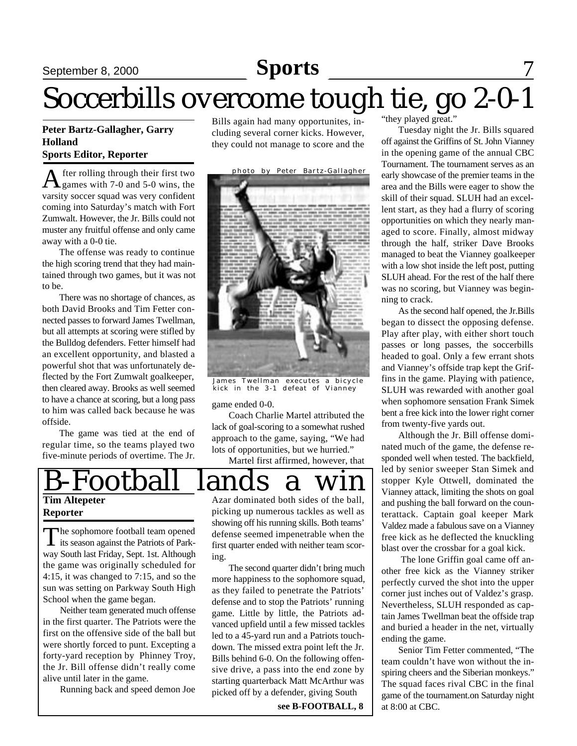# Soccerbills overcome tough tie, go 2-0-1

**Peter Bartz-Gallagher, Garry Holland**
**Sports Editor, Reporter**

After rolling through their first two games with 7-0 and 5-0 wins, the varsity soccer squad was very confident coming into Saturday's match with Fort Zumwalt. However, the Jr. Bills could not muster any fruitful offense and only came away with a 0-0 tie.

The offense was ready to continue the high scoring trend that they had maintained through two games, but it was not to be.

There was no shortage of chances, as both David Brooks and Tim Fetter connected passes to forward James Twellman, but all attempts at scoring were stifled by the Bulldog defenders. Fetter himself had an excellent opportunity, and blasted a powerful shot that was unfortunately deflected by the Fort Zumwalt goalkeeper, then cleared away. Brooks as well seemed to have a chance at scoring, but a long pass to him was called back because he was offside.

The game was tied at the end of regular time, so the teams played two five-minute periods of overtime. The Jr. Bills again had many opportunites, including several corner kicks. However, they could not manage to score and the game ended 0-0.

photo by Peter Bartz-Gallagher

James Twellman executes a bicycle kick in the 3-1 defeat of Vianney

Coach Charlie Martel attributed the lack of goal-scoring to a somewhat rushed approach to the game, saying, "We had lots of opportunities, but we hurried."

Martel first affirmed, however, that "they played great."

Tuesday night the Jr. Bills squared off against the Griffins of St. John Vianney in the opening game of the annual CBC Tournament. The tournament serves as an early showcase of the premier teams in the area and the Bills were eager to show the skill of their squad. SLUH had an excellent start, as they had a flurry of scoring opportunities on which they nearly managed to score. Finally, almost midway through the half, striker Dave Brooks managed to beat the Vianney goalkeeper with a low shot inside the left post, putting SLUH ahead. For the rest of the half there was no scoring, but Vianney was beginning to crack.

As the second half opened, the Jr.Bills began to dissect the opposing defense. Play after play, with either short touch passes or long passes, the soccerbills headed to goal. Only a few errant shots and Vianney's offside trap kept the Griffins in the game. Playing with patience, SLUH was rewarded with another goal when sophomore sensation Frank Simek bent a free kick into the lower right corner from twenty-five yards out.

Although the Jr. Bill offense dominated much of the game, the defense responded well when tested. The backfield, led by senior sweeper Stan Simek and stopper Kyle Ottwell, dominated the Vianney attack, limiting the shots on goal and pushing the ball forward on the counterattack. Captain goal keeper Mark Valdez made a fabulous save on a Vianney free kick as he deflected the knuckling blast over the crossbar for a goal kick.

The lone Griffin goal came off another free kick as the Vianney striker perfectly curved the shot into the upper corner just inches out of Valdez's grasp. Nevertheless, SLUH responded as captain James Twellman beat the offside trap and buried a header in the net, virtually ending the game.

Senior Tim Fetter commented, "The team couldn't have won without the inspiring cheers and the Siberian monkeys." The squad faces rival CBC in the final game of the tournament.on Saturday night at 8:00 at CBC.

# B-Football lands a win

**Tim Altepeter**
**Reporter**

The sophomore football team opened its season against the Patriots of Parkway South last Friday, Sept. 1st. Although the game was originally scheduled for 4:15, it was changed to 7:15, and so the sun was setting on Parkway South High School when the game began.

Neither team generated much offense in the first quarter. The Patriots were the first on the offensive side of the ball but were shortly forced to punt. Excepting a forty-yard reception by Phinney Troy, the Jr. Bill offense didn't really come alive until later in the game.

Running back and speed demon Joe Azar dominated both sides of the ball, picking up numerous tackles as well as showing off his running skills. Both teams' defense seemed impenetrable when the first quarter ended with neither team scoring.

The second quarter didn't bring much more happiness to the sophomore squad, as they failed to penetrate the Patriots' defense and to stop the Patriots' running game. Little by little, the Patriots advanced upfield until a few missed tackles led to a 45-yard run and a Patriots touchdown. The missed extra point left the Jr. Bills behind 6-0. On the following offensive drive, a pass into the end zone by starting quarterback Matt McArthur was picked off by a defender, giving South

**see B-FOOTBALL, 8**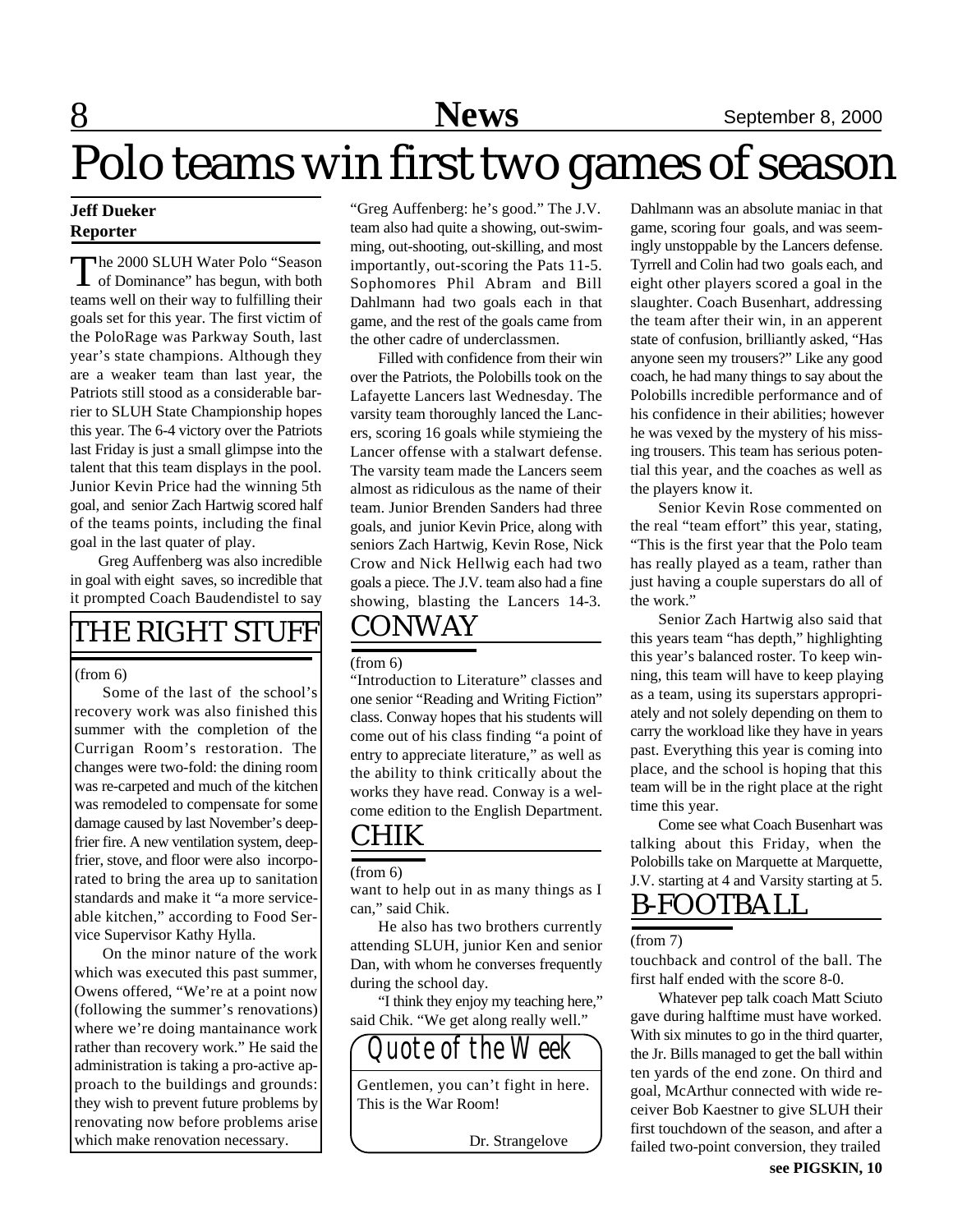# Polo teams win first two games of season

**Jeff Dueker**
**Reporter**

The 2000 SLUH Water Polo "Season of Dominance" has begun, with both teams well on their way to fulfilling their goals set for this year. The first victim of the PoloRage was Parkway South, last year's state champions. Although they are a weaker team than last year, the Patriots still stood as a considerable barrier to SLUH State Championship hopes this year. The 6-4 victory over the Patriots last Friday is just a small glimpse into the talent that this team displays in the pool. Junior Kevin Price had the winning 5th goal, and senior Zach Hartwig scored half of the teams points, including the final goal in the last quater of play.

Greg Auffenberg was also incredible in goal with eight saves, so incredible that it prompted Coach Baudendistel to say "Greg Auffenberg: he's good." The J.V. team also had quite a showing, out-swimming, out-shooting, out-skilling, and most importantly, out-scoring the Pats 11-5. Sophomores Phil Abram and Bill Dahlmann had two goals each in that game, and the rest of the goals came from the other cadre of underclassmen.

Filled with confidence from their win over the Patriots, the Polobills took on the Lafayette Lancers last Wednesday. The varsity team thoroughly lanced the Lancers, scoring 16 goals while stymieing the Lancer offense with a stalwart defense. The varsity team made the Lancers seem almost as ridiculous as the name of their team. Junior Brenden Sanders had three goals, and junior Kevin Price, along with seniors Zach Hartwig, Kevin Rose, Nick Crow and Nick Hellwig each had two goals a piece. The J.V. team also had a fine showing, blasting the Lancers 14-3. Dahlmann was an absolute maniac in that game, scoring four goals, and was seemingly unstoppable by the Lancers defense. Tyrrell and Colin had two goals each, and eight other players scored a goal in the slaughter. Coach Busenhart, addressing the team after their win, in an apperent state of confusion, brilliantly asked, "Has anyone seen my trousers?" Like any good coach, he had many things to say about the Polobills incredible performance and of his confidence in their abilities; however he was vexed by the mystery of his missing trousers. This team has serious potential this year, and the coaches as well as the players know it.

Senior Kevin Rose commented on the real "team effort" this year, stating, "This is the first year that the Polo team has really played as a team, rather than just having a couple superstars do all of the work."

Senior Zach Hartwig also said that this years team "has depth," highlighting this year's balanced roster. To keep winning, this team will have to keep playing as a team, using its superstars appropriately and not solely depending on them to carry the workload like they have in years past. Everything this year is coming into place, and the school is hoping that this team will be in the right place at the right time this year.

Come see what Coach Busenhart was talking about this Friday, when the Polobills take on Marquette at Marquette, J.V. starting at 4 and Varsity starting at 5.

## THE RIGHT STUFF

(from 6)

Some of the last of the school's recovery work was also finished this summer with the completion of the Currigan Room's restoration. The changes were two-fold: the dining room was re-carpeted and much of the kitchen was remodeled to compensate for some damage caused by last November's deep-frier fire. A new ventilation system, deep-frier, stove, and floor were also incorporated to bring the area up to sanitation standards and make it "a more serviceable kitchen," according to Food Service Supervisor Kathy Hylla.

On the minor nature of the work which was executed this past summer, Owens offered, "We're at a point now (following the summer's renovations) where we're doing mantainance work rather than recovery work." He said the administration is taking a pro-active approach to the buildings and grounds: they wish to prevent future problems by renovating now before problems arise which make renovation necessary.

## CONWAY

(from 6)

"Introduction to Literature" classes and one senior "Reading and Writing Fiction" class. Conway hopes that his students will come out of his class finding "a point of entry to appreciate literature," as well as the ability to think critically about the works they have read. Conway is a welcome edition to the English Department.

## CHIK

(from 6)

want to help out in as many things as I can," said Chik.

He also has two brothers currently attending SLUH, junior Ken and senior Dan, with whom he converses frequently during the school day.

"I think they enjoy my teaching here," said Chik. "We get along really well."

## Quote of the Week

Gentlemen, you can't fight in here. This is the War Room!

Dr. Strangelove

## B-FOOTBALL

(from 7)

touchback and control of the ball. The first half ended with the score 8-0.

Whatever pep talk coach Matt Sciuto gave during halftime must have worked. With six minutes to go in the third quarter, the Jr. Bills managed to get the ball within ten yards of the end zone. On third and goal, McArthur connected with wide receiver Bob Kaestner to give SLUH their first touchdown of the season, and after a failed two-point conversion, they trailed

**see PIGSKIN, 10**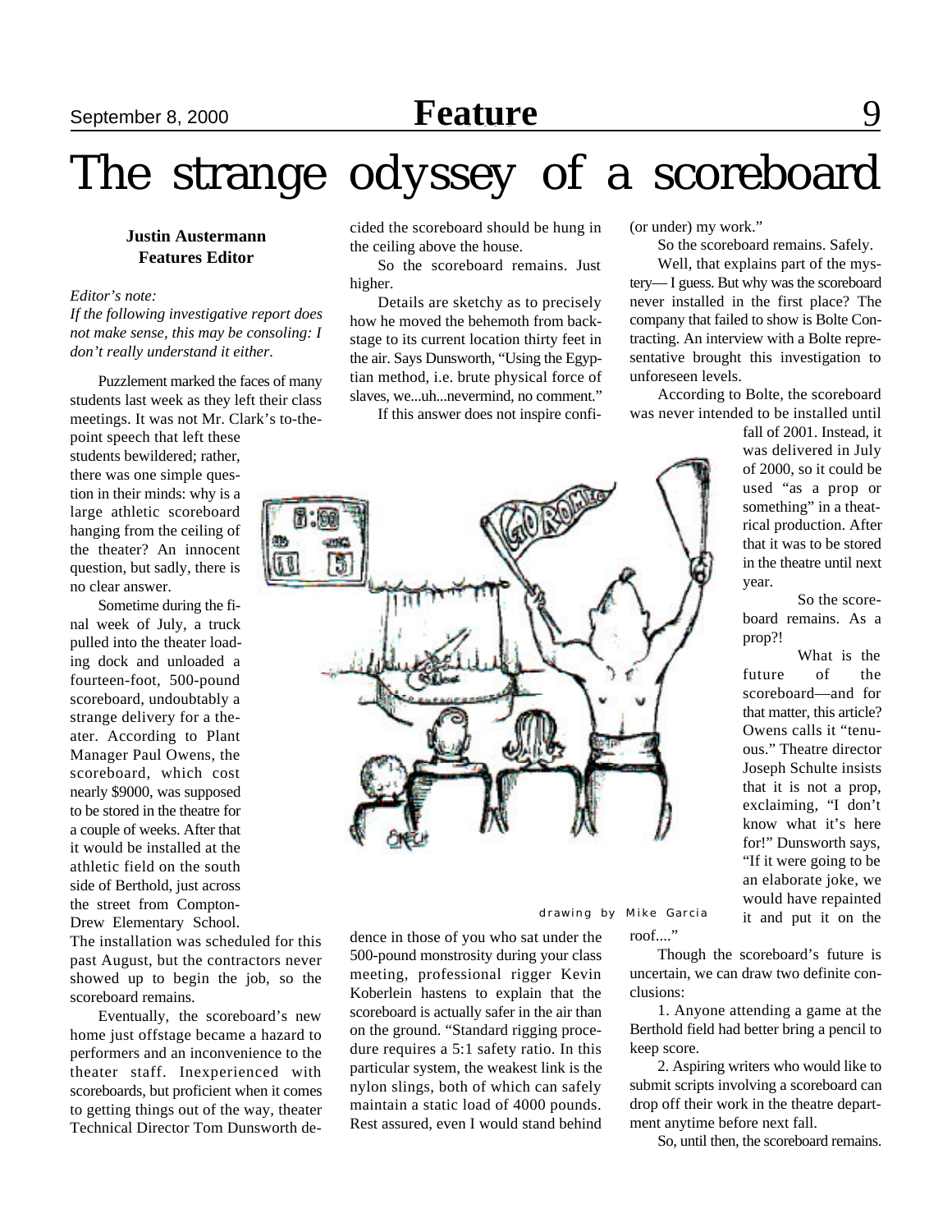# The strange odyssey of a scoreboard

**Justin Austermann**
**Features Editor**

*Editor's note:*
*If the following investigative report does not make sense, this may be consoling: I don't really understand it either.*

Puzzlement marked the faces of many students last week as they left their class meetings. It was not Mr. Clark's to-the-point speech that left these students bewildered; rather, there was one simple question in their minds: why is a large athletic scoreboard hanging from the ceiling of the theater? An innocent question, but sadly, there is no clear answer.

Sometime during the final week of July, a truck pulled into the theater loading dock and unloaded a fourteen-foot, 500-pound scoreboard, undoubtably a strange delivery for a theater. According to Plant Manager Paul Owens, the scoreboard, which cost nearly $9000, was supposed to be stored in the theatre for a couple of weeks. After that it would be installed at the athletic field on the south side of Berthold, just across the street from Compton-Drew Elementary School. The installation was scheduled for this past August, but the contractors never showed up to begin the job, so the scoreboard remains.

Eventually, the scoreboard's new home just offstage became a hazard to performers and an inconvenience to the theater staff. Inexperienced with scoreboards, but proficient when it comes to getting things out of the way, theater Technical Director Tom Dunsworth decided the scoreboard should be hung in the ceiling above the house.

So the scoreboard remains. Just higher.

Details are sketchy as to precisely how he moved the behemoth from backstage to its current location thirty feet in the air. Says Dunsworth, "Using the Egyptian method, i.e. brute physical force of slaves, we...uh...nevermind, no comment."

If this answer does not inspire confidence in those of you who sat under the 500-pound monstrosity during your class meeting, professional rigger Kevin Koberlein hastens to explain that the scoreboard is actually safer in the air than on the ground. "Standard rigging procedure requires a 5:1 safety ratio. In this particular system, the weakest link is the nylon slings, both of which can safely maintain a static load of 4000 pounds. Rest assured, even I would stand behind (or under) my work."

So the scoreboard remains. Safely.

Well, that explains part of the mystery— I guess. But why was the scoreboard never installed in the first place? The company that failed to show is Bolte Contracting. An interview with a Bolte representative brought this investigation to unforeseen levels.

According to Bolte, the scoreboard was never intended to be installed until fall of 2001. Instead, it was delivered in July of 2000, so it could be used "as a prop or something" in a theatrical production. After that it was to be stored in the theatre until next year.

So the scoreboard remains. As a prop?!

What is the future of the scoreboard—and for that matter, this article? Owens calls it "tenuous." Theatre director Joseph Schulte insists that it is not a prop, exclaiming, "I don't know what it's here for!" Dunsworth says, "If it were going to be an elaborate joke, we would have repainted it and put it on the roof...."

Though the scoreboard's future is uncertain, we can draw two definite conclusions:

1. Anyone attending a game at the Berthold field had better bring a pencil to keep score.

2. Aspiring writers who would like to submit scripts involving a scoreboard can drop off their work in the theatre department anytime before next fall.

So, until then, the scoreboard remains.

drawing by Mike Garcia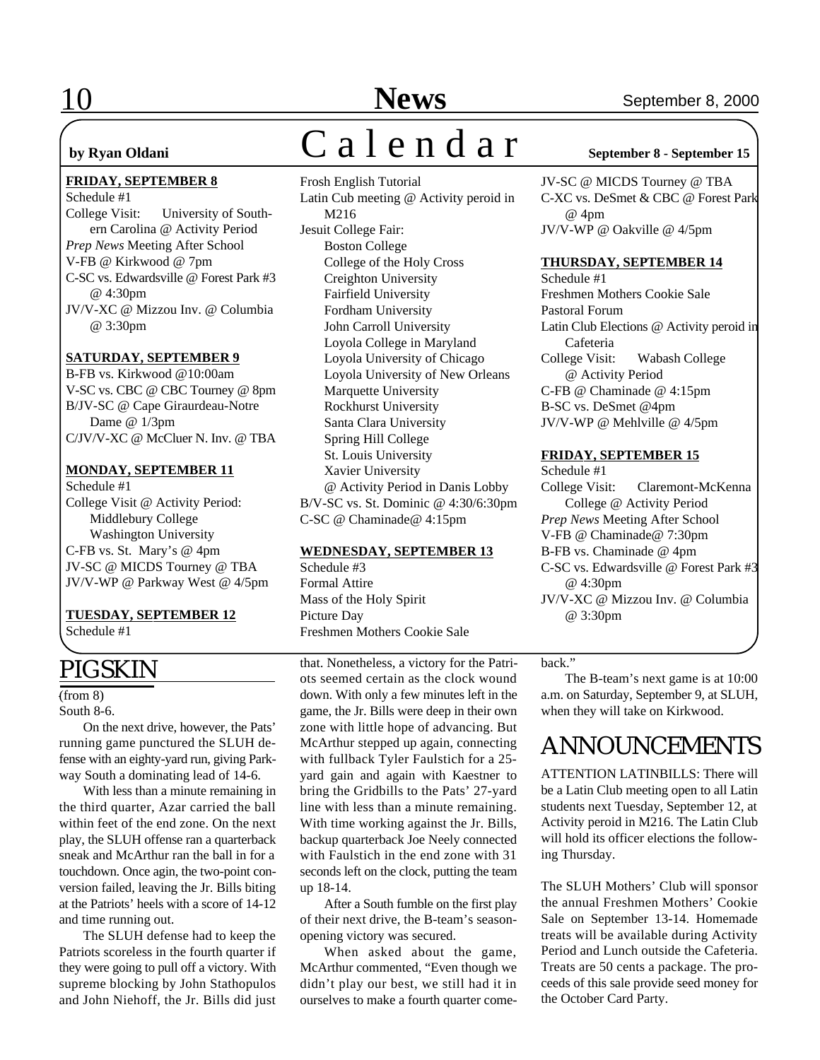# Calendar

**by Ryan Oldani**

**September 8 - September 15**

**FRIDAY, SEPTEMBER 8**

Schedule #1

College Visit: University of Southern Carolina @ Activity Period

*Prep News* Meeting After School

V-FB @ Kirkwood @ 7pm

C-SC vs. Edwardsville @ Forest Park #3 @ 4:30pm

JV/V-XC @ Mizzou Inv. @ Columbia @ 3:30pm

**SATURDAY, SEPTEMBER 9**

B-FB vs. Kirkwood @10:00am

V-SC vs. CBC @ CBC Tourney @ 8pm

B/JV-SC @ Cape Giraurdeau-Notre Dame @ 1/3pm

C/JV/V-XC @ McCluer N. Inv. @ TBA

**MONDAY, SEPTEMBER 11**

Schedule #1

College Visit @ Activity Period:
- Middlebury College
- Washington University

C-FB vs. St. Mary's @ 4pm

JV-SC @ MICDS Tourney @ TBA

JV/V-WP @ Parkway West @ 4/5pm

**TUESDAY, SEPTEMBER 12**

Schedule #1

Frosh English Tutorial

Latin Cub meeting @ Activity peroid in M216

Jesuit College Fair:
- Boston College
- College of the Holy Cross
- Creighton University
- Fairfield University
- Fordham University
- John Carroll University
- Loyola College in Maryland
- Loyola University of Chicago
- Loyola University of New Orleans
- Marquette University
- Rockhurst University
- Santa Clara University
- Spring Hill College
- St. Louis University
- Xavier University
- @ Activity Period in Danis Lobby

B/V-SC vs. St. Dominic @ 4:30/6:30pm

C-SC @ Chaminade@ 4:15pm

**WEDNESDAY, SEPTEMBER 13**

Schedule #3

Formal Attire

Mass of the Holy Spirit

Picture Day

Freshmen Mothers Cookie Sale

JV-SC @ MICDS Tourney @ TBA

C-XC vs. DeSmet & CBC @ Forest Park @ 4pm

JV/V-WP @ Oakville @ 4/5pm

**THURSDAY, SEPTEMBER 14**

Schedule #1

Freshmen Mothers Cookie Sale

Pastoral Forum

Latin Club Elections @ Activity peroid in Cafeteria

College Visit: Wabash College @ Activity Period

C-FB @ Chaminade @ 4:15pm

B-SC vs. DeSmet @4pm

JV/V-WP @ Mehlville @ 4/5pm

**FRIDAY, SEPTEMBER 15**

Schedule #1

College Visit: Claremont-McKenna College @ Activity Period

*Prep News* Meeting After School

V-FB @ Chaminade@ 7:30pm

B-FB vs. Chaminade @ 4pm

C-SC vs. Edwardsville @ Forest Park #3 @ 4:30pm

JV/V-XC @ Mizzou Inv. @ Columbia @ 3:30pm

# PIGSKIN

(from 8)

South 8-6.

On the next drive, however, the Pats' running game punctured the SLUH defense with an eighty-yard run, giving Parkway South a dominating lead of 14-6.

With less than a minute remaining in the third quarter, Azar carried the ball within feet of the end zone. On the next play, the SLUH offense ran a quarterback sneak and McArthur ran the ball in for a touchdown. Once agin, the two-point conversion failed, leaving the Jr. Bills biting at the Patriots' heels with a score of 14-12 and time running out.

The SLUH defense had to keep the Patriots scoreless in the fourth quarter if they were going to pull off a victory. With supreme blocking by John Stathopulos and John Niehoff, the Jr. Bills did just that. Nonetheless, a victory for the Patriots seemed certain as the clock wound down. With only a few minutes left in the game, the Jr. Bills were deep in their own zone with little hope of advancing. But McArthur stepped up again, connecting with fullback Tyler Faulstich for a 25-yard gain and again with Kaestner to bring the Gridbills to the Pats' 27-yard line with less than a minute remaining. With time working against the Jr. Bills, backup quarterback Joe Neely connected with Faulstich in the end zone with 31 seconds left on the clock, putting the team up 18-14.

After a South fumble on the first play of their next drive, the B-team's season-opening victory was secured.

When asked about the game, McArthur commented, "Even though we didn't play our best, we still had it in ourselves to make a fourth quarter comeback."

The B-team's next game is at 10:00 a.m. on Saturday, September 9, at SLUH, when they will take on Kirkwood.

# ANNOUNCEMENTS

ATTENTION LATINBILLS: There will be a Latin Club meeting open to all Latin students next Tuesday, September 12, at Activity peroid in M216. The Latin Club will hold its officer elections the following Thursday.

The SLUH Mothers' Club will sponsor the annual Freshmen Mothers' Cookie Sale on September 13-14. Homemade treats will be available during Activity Period and Lunch outside the Cafeteria. Treats are 50 cents a package. The proceeds of this sale provide seed money for the October Card Party.